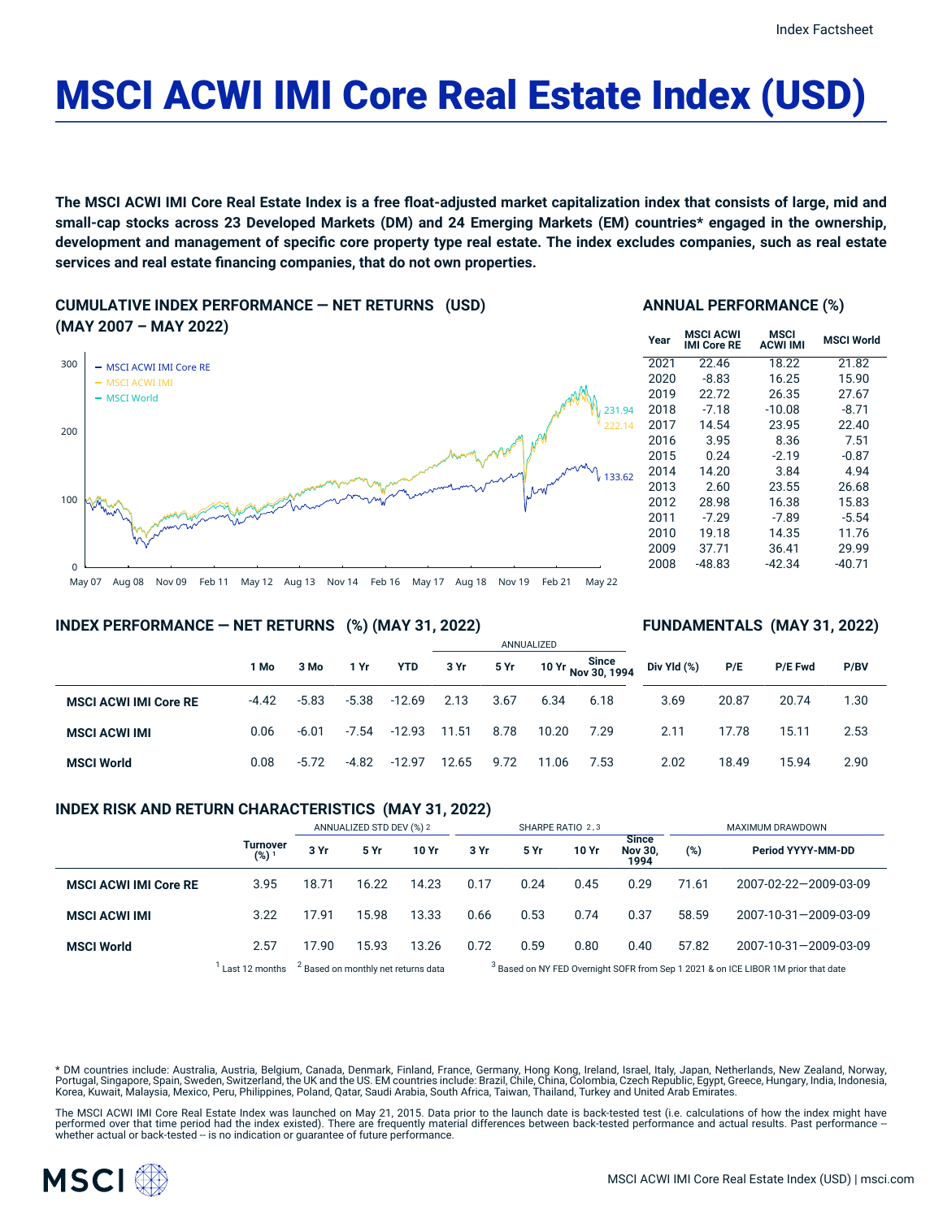# MSCI ACWI IMI Core Real Estate Index (USD)

**The MSCI ACWI IMI Core Real Estate Index is a free float-adjusted market capitalization index that consists of large, mid and small-cap stocks across 23 Developed Markets (DM) and 24 Emerging Markets (EM) countries* engaged in the ownership, development and management of specific core property type real estate. The index excludes companies, such as real estate services and real estate financing companies, that do not own properties.**

## CUMULATIVE INDEX PERFORMANCE — NET RETURNS (USD) (MAY 2007 – MAY 2022)

- MSCI ACWI IMI Core RE: 133.62
- MSCI ACWI IMI: 222.14
- MSCI World: 231.94

## ANNUAL PERFORMANCE (%)

| Year | MSCI ACWI IMI Core RE | MSCI ACWI IMI | MSCI World |
|---|---|---|---|
| 2021 | 22.46 | 18.22 | 21.82 |
| 2020 | -8.83 | 16.25 | 15.90 |
| 2019 | 22.72 | 26.35 | 27.67 |
| 2018 | -7.18 | -10.08 | -8.71 |
| 2017 | 14.54 | 23.95 | 22.40 |
| 2016 | 3.95 | 8.36 | 7.51 |
| 2015 | 0.24 | -2.19 | -0.87 |
| 2014 | 14.20 | 3.84 | 4.94 |
| 2013 | 2.60 | 23.55 | 26.68 |
| 2012 | 28.98 | 16.38 | 15.83 |
| 2011 | -7.29 | -7.89 | -5.54 |
| 2010 | 19.18 | 14.35 | 11.76 |
| 2009 | 37.71 | 36.41 | 29.99 |
| 2008 | -48.83 | -42.34 | -40.71 |

## INDEX PERFORMANCE — NET RETURNS (%) (MAY 31, 2022) / FUNDAMENTALS (MAY 31, 2022)

| | 1 Mo | 3 Mo | 1 Yr | YTD | ANNUALIZED 3 Yr | 5 Yr | 10 Yr | Since Nov 30, 1994 | Div Yld (%) | P/E | P/E Fwd | P/BV |
|---|---|---|---|---|---|---|---|---|---|---|---|---|
| **MSCI ACWI IMI Core RE** | -4.42 | -5.83 | -5.38 | -12.69 | 2.13 | 3.67 | 6.34 | 6.18 | 3.69 | 20.87 | 20.74 | 1.30 |
| **MSCI ACWI IMI** | 0.06 | -6.01 | -7.54 | -12.93 | 11.51 | 8.78 | 10.20 | 7.29 | 2.11 | 17.78 | 15.11 | 2.53 |
| **MSCI World** | 0.08 | -5.72 | -4.82 | -12.97 | 12.65 | 9.72 | 11.06 | 7.53 | 2.02 | 18.49 | 15.94 | 2.90 |

## INDEX RISK AND RETURN CHARACTERISTICS (MAY 31, 2022)

| | Turnover (%) [1] | ANNUALIZED STD DEV (%) [2] 3 Yr | 5 Yr | 10 Yr | SHARPE RATIO [2,3] 3 Yr | 5 Yr | 10 Yr | Since Nov 30, 1994 | MAXIMUM DRAWDOWN (%) | Period YYYY-MM-DD |
|---|---|---|---|---|---|---|---|---|---|---|
| **MSCI ACWI IMI Core RE** | 3.95 | 18.71 | 16.22 | 14.23 | 0.17 | 0.24 | 0.45 | 0.29 | 71.61 | 2007-02-22—2009-03-09 |
| **MSCI ACWI IMI** | 3.22 | 17.91 | 15.98 | 13.33 | 0.66 | 0.53 | 0.74 | 0.37 | 58.59 | 2007-10-31—2009-03-09 |
| **MSCI World** | 2.57 | 17.90 | 15.93 | 13.26 | 0.72 | 0.59 | 0.80 | 0.40 | 57.82 | 2007-10-31—2009-03-09 |

[1] Last 12 months [2] Based on monthly net returns data [3] Based on NY FED Overnight SOFR from Sep 1 2021 & on ICE LIBOR 1M prior that date

* DM countries include: Australia, Austria, Belgium, Canada, Denmark, Finland, France, Germany, Hong Kong, Ireland, Israel, Italy, Japan, Netherlands, New Zealand, Norway, Portugal, Singapore, Spain, Sweden, Switzerland, the UK and the US. EM countries include: Brazil, Chile, China, Colombia, Czech Republic, Egypt, Greece, Hungary, India, Indonesia, Korea, Kuwait, Malaysia, Mexico, Peru, Philippines, Poland, Qatar, Saudi Arabia, South Africa, Taiwan, Thailand, Turkey and United Arab Emirates.

The MSCI ACWI IMI Core Real Estate Index was launched on May 21, 2015. Data prior to the launch date is back-tested test (i.e. calculations of how the index might have performed over that time period had the index existed). There are frequently material differences between back-tested performance and actual results. Past performance -- whether actual or back-tested -- is no indication or guarantee of future performance.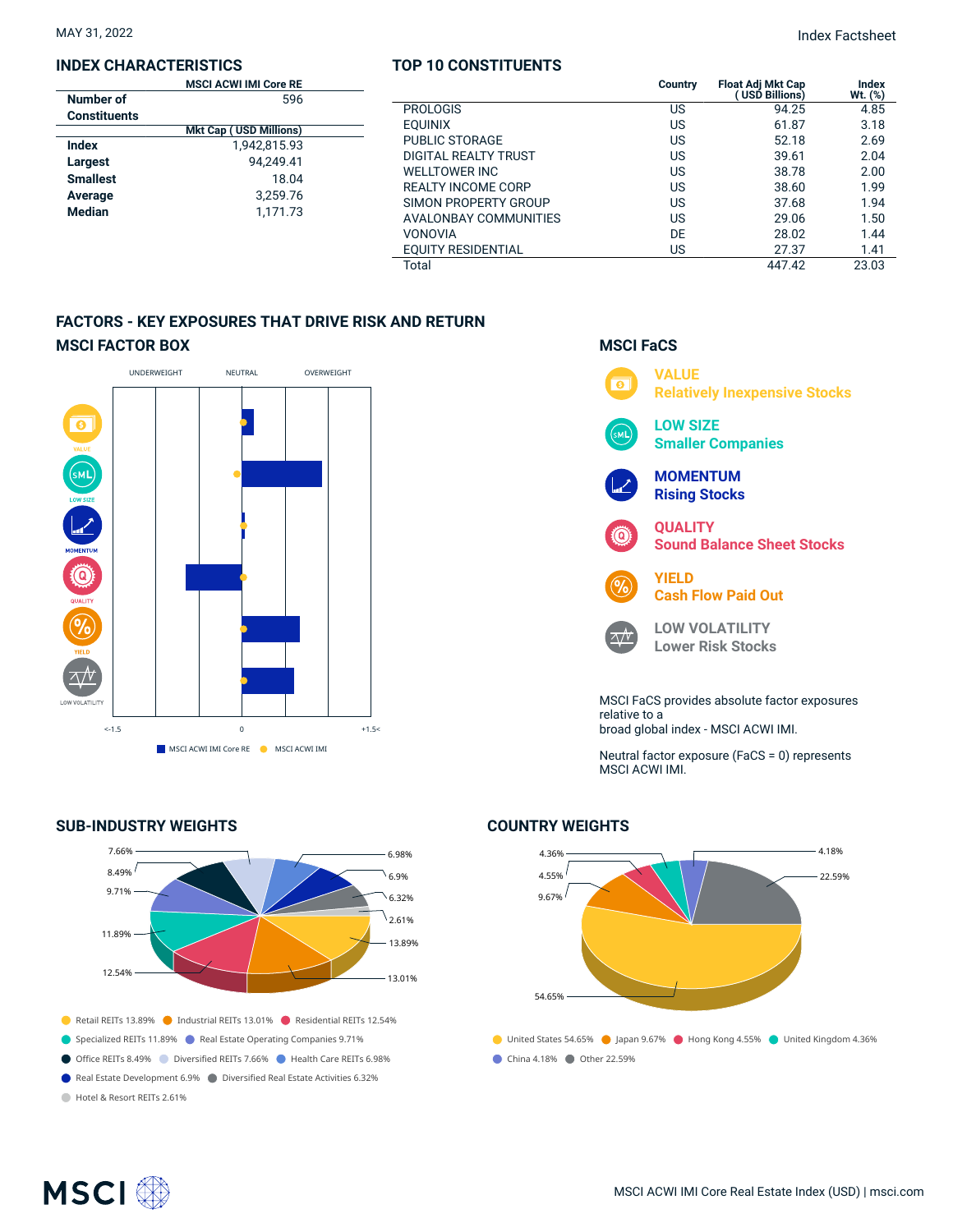MAY 31, 2022

Index Factsheet

## INDEX CHARACTERISTICS

| | MSCI ACWI IMI Core RE |
|---|---|
| **Number of Constituents** | 596 |
| | **Mkt Cap ( USD Millions)** |
| **Index** | 1,942,815.93 |
| **Largest** | 94,249.41 |
| **Smallest** | 18.04 |
| **Average** | 3,259.76 |
| **Median** | 1,171.73 |

## TOP 10 CONSTITUENTS

| | Country | Float Adj Mkt Cap ( USD Billions) | Index Wt. (%) |
|---|---|---|---|
| PROLOGIS | US | 94.25 | 4.85 |
| EQUINIX | US | 61.87 | 3.18 |
| PUBLIC STORAGE | US | 52.18 | 2.69 |
| DIGITAL REALTY TRUST | US | 39.61 | 2.04 |
| WELLTOWER INC | US | 38.78 | 2.00 |
| REALTY INCOME CORP | US | 38.60 | 1.99 |
| SIMON PROPERTY GROUP | US | 37.68 | 1.94 |
| AVALONBAY COMMUNITIES | US | 29.06 | 1.50 |
| VONOVIA | DE | 28.02 | 1.44 |
| EQUITY RESIDENTIAL | US | 27.37 | 1.41 |
| Total | | 447.42 | 23.03 |

## FACTORS - KEY EXPOSURES THAT DRIVE RISK AND RETURN

### MSCI FACTOR BOX

UNDERWEIGHT | NEUTRAL | OVERWEIGHT

VALUE, LOW SIZE, MOMENTUM, QUALITY, YIELD, LOW VOLATILITY

<-1.5 | 0 | +1.5<

MSCI ACWI IMI Core RE | MSCI ACWI IMI

### MSCI FaCS

**VALUE**
**Relatively Inexpensive Stocks**

**LOW SIZE**
**Smaller Companies**

**MOMENTUM**
**Rising Stocks**

**QUALITY**
**Sound Balance Sheet Stocks**

**YIELD**
**Cash Flow Paid Out**

**LOW VOLATILITY**
**Lower Risk Stocks**

MSCI FaCS provides absolute factor exposures relative to a
broad global index - MSCI ACWI IMI.

Neutral factor exposure (FaCS = 0) represents MSCI ACWI IMI.

## SUB-INDUSTRY WEIGHTS

- Retail REITs 13.89%
- Industrial REITs 13.01%
- Residential REITs 12.54%
- Specialized REITs 11.89%
- Real Estate Operating Companies 9.71%
- Office REITs 8.49%
- Diversified REITs 7.66%
- Health Care REITs 6.98%
- Real Estate Development 6.9%
- Diversified Real Estate Activities 6.32%
- Hotel & Resort REITs 2.61%

## COUNTRY WEIGHTS

- United States 54.65%
- Japan 9.67%
- Hong Kong 4.55%
- United Kingdom 4.36%
- China 4.18%
- Other 22.59%

MSCI ACWI IMI Core Real Estate Index (USD) | msci.com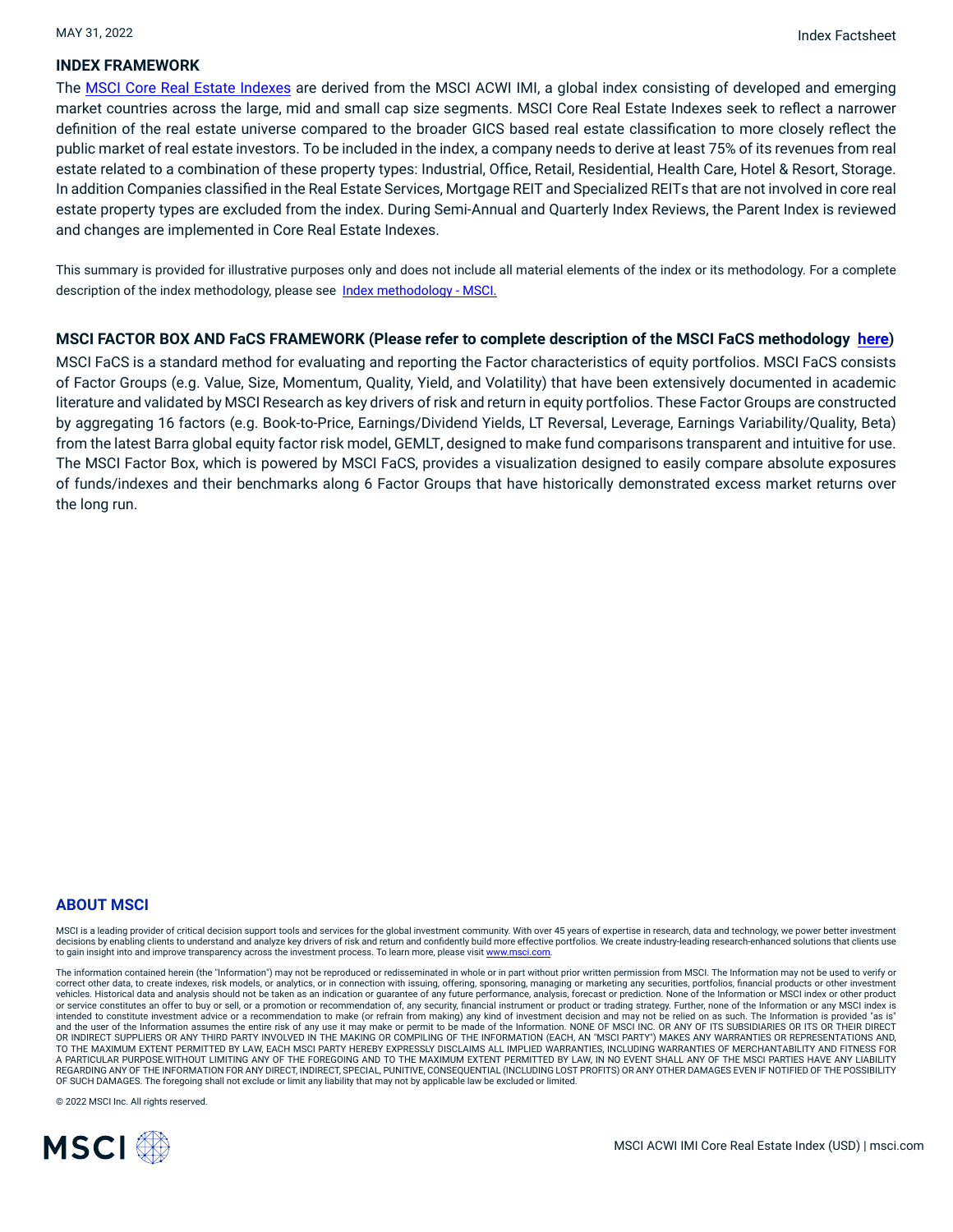## INDEX FRAMEWORK

The MSCI Core Real Estate Indexes are derived from the MSCI ACWI IMI, a global index consisting of developed and emerging market countries across the large, mid and small cap size segments. MSCI Core Real Estate Indexes seek to reflect a narrower definition of the real estate universe compared to the broader GICS based real estate classification to more closely reflect the public market of real estate investors. To be included in the index, a company needs to derive at least 75% of its revenues from real estate related to a combination of these property types: Industrial, Office, Retail, Residential, Health Care, Hotel & Resort, Storage. In addition Companies classified in the Real Estate Services, Mortgage REIT and Specialized REITs that are not involved in core real estate property types are excluded from the index. During Semi-Annual and Quarterly Index Reviews, the Parent Index is reviewed and changes are implemented in Core Real Estate Indexes.

This summary is provided for illustrative purposes only and does not include all material elements of the index or its methodology. For a complete description of the index methodology, please see Index methodology - MSCI.

## MSCI FACTOR BOX AND FaCS FRAMEWORK (Please refer to complete description of the MSCI FaCS methodology here)

MSCI FaCS is a standard method for evaluating and reporting the Factor characteristics of equity portfolios. MSCI FaCS consists of Factor Groups (e.g. Value, Size, Momentum, Quality, Yield, and Volatility) that have been extensively documented in academic literature and validated by MSCI Research as key drivers of risk and return in equity portfolios. These Factor Groups are constructed by aggregating 16 factors (e.g. Book-to-Price, Earnings/Dividend Yields, LT Reversal, Leverage, Earnings Variability/Quality, Beta) from the latest Barra global equity factor risk model, GEMLT, designed to make fund comparisons transparent and intuitive for use. The MSCI Factor Box, which is powered by MSCI FaCS, provides a visualization designed to easily compare absolute exposures of funds/indexes and their benchmarks along 6 Factor Groups that have historically demonstrated excess market returns over the long run.

## ABOUT MSCI

MSCI is a leading provider of critical decision support tools and services for the global investment community. With over 45 years of expertise in research, data and technology, we power better investment decisions by enabling clients to understand and analyze key drivers of risk and return and confidently build more effective portfolios. We create industry-leading research-enhanced solutions that clients use to gain insight into and improve transparency across the investment process. To learn more, please visit www.msci.com.

The information contained herein (the "Information") may not be reproduced or redisseminated in whole or in part without prior written permission from MSCI. The Information may not be used to verify or correct other data, to create indexes, risk models, or analytics, or in connection with issuing, offering, sponsoring, managing or marketing any securities, portfolios, financial products or other investment vehicles. Historical data and analysis should not be taken as an indication or guarantee of any future performance, analysis, forecast or prediction. None of the Information or MSCI index or other product or service constitutes an offer to buy or sell, or a promotion or recommendation of, any security, financial instrument or product or trading strategy. Further, none of the Information or any MSCI index is intended to constitute investment advice or a recommendation to make (or refrain from making) any kind of investment decision and may not be relied on as such. The Information is provided "as is" and the user of the Information assumes the entire risk of any use it may make or permit to be made of the Information. NONE OF MSCI INC. OR ANY OF ITS SUBSIDIARIES OR ITS OR THEIR DIRECT OR INDIRECT SUPPLIERS OR ANY THIRD PARTY INVOLVED IN THE MAKING OR COMPILING OF THE INFORMATION (EACH, AN "MSCI PARTY") MAKES ANY WARRANTIES OR REPRESENTATIONS AND, TO THE MAXIMUM EXTENT PERMITTED BY LAW, EACH MSCI PARTY HEREBY EXPRESSLY DISCLAIMS ALL IMPLIED WARRANTIES, INCLUDING WARRANTIES OF MERCHANTABILITY AND FITNESS FOR A PARTICULAR PURPOSE.WITHOUT LIMITING ANY OF THE FOREGOING AND TO THE MAXIMUM EXTENT PERMITTED BY LAW, IN NO EVENT SHALL ANY OF THE MSCI PARTIES HAVE ANY LIABILITY REGARDING ANY OF THE INFORMATION FOR ANY DIRECT, INDIRECT, SPECIAL, PUNITIVE, CONSEQUENTIAL (INCLUDING LOST PROFITS) OR ANY OTHER DAMAGES EVEN IF NOTIFIED OF THE POSSIBILITY OF SUCH DAMAGES. The foregoing shall not exclude or limit any liability that may not by applicable law be excluded or limited.

© 2022 MSCI Inc. All rights reserved.